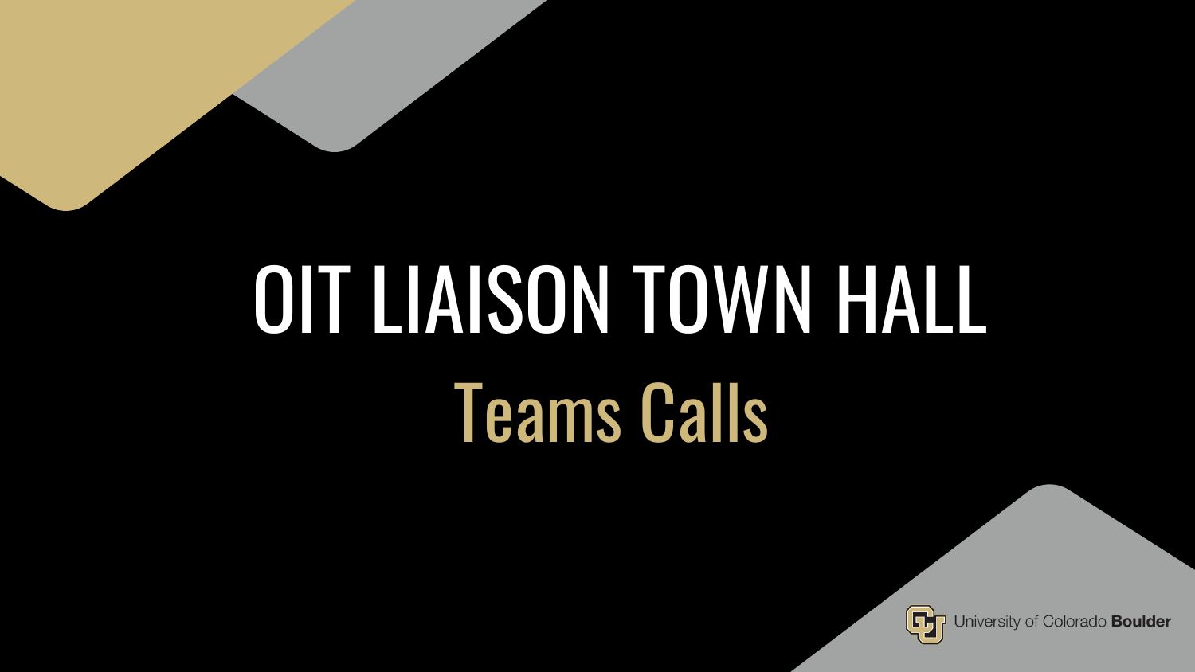# OIT LIAISON TOWN HALL

## Teams Calls

University of Colorado **Boulder**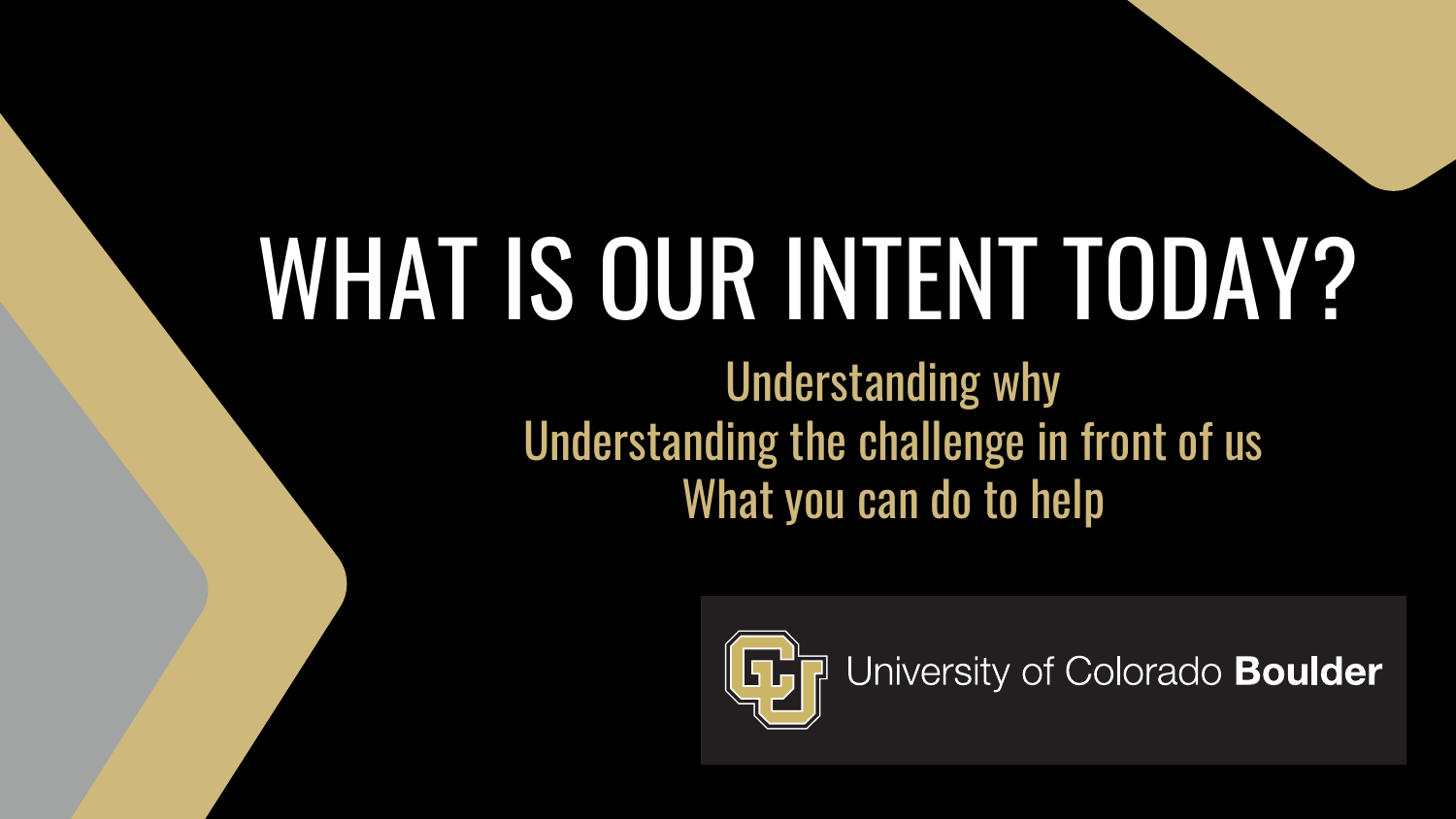# WHAT IS OUR INTENT TODAY?

Understanding why

Understanding the challenge in front of us

What you can do to help

University of Colorado **Boulder**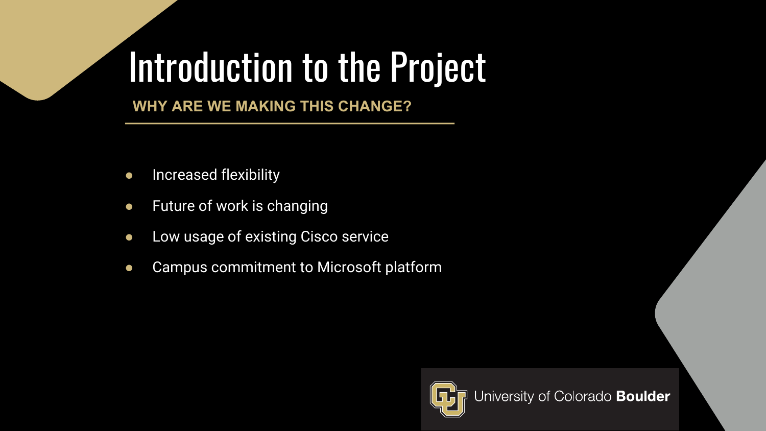# Introduction to the Project

**WHY ARE WE MAKING THIS CHANGE?**

- Increased flexibility
- Future of work is changing
- Low usage of existing Cisco service
- Campus commitment to Microsoft platform

University of Colorado **Boulder**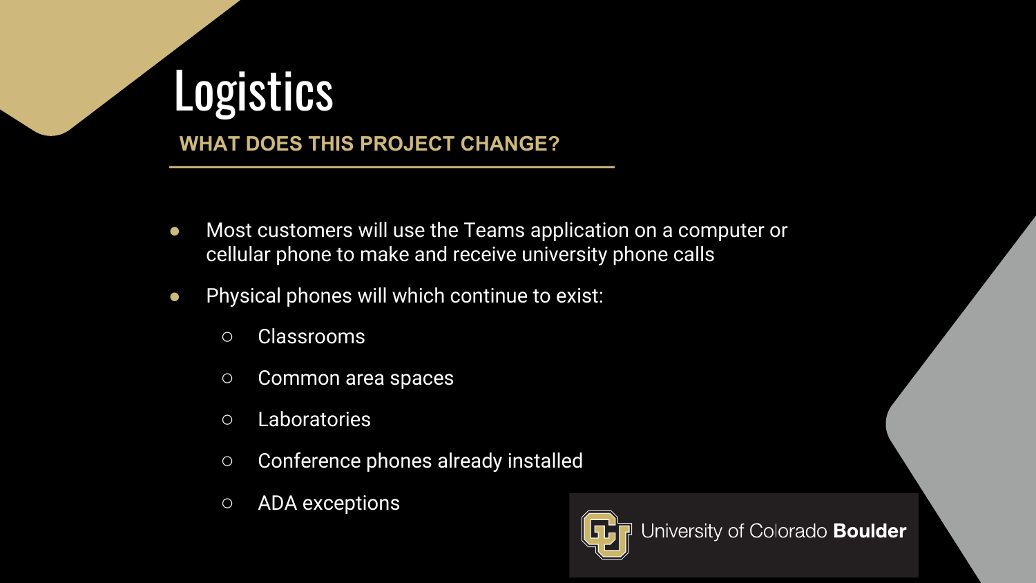# Logistics

## WHAT DOES THIS PROJECT CHANGE?

- Most customers will use the Teams application on a computer or cellular phone to make and receive university phone calls
- Physical phones will which continue to exist:
  - Classrooms
  - Common area spaces
  - Laboratories
  - Conference phones already installed
  - ADA exceptions

University of Colorado **Boulder**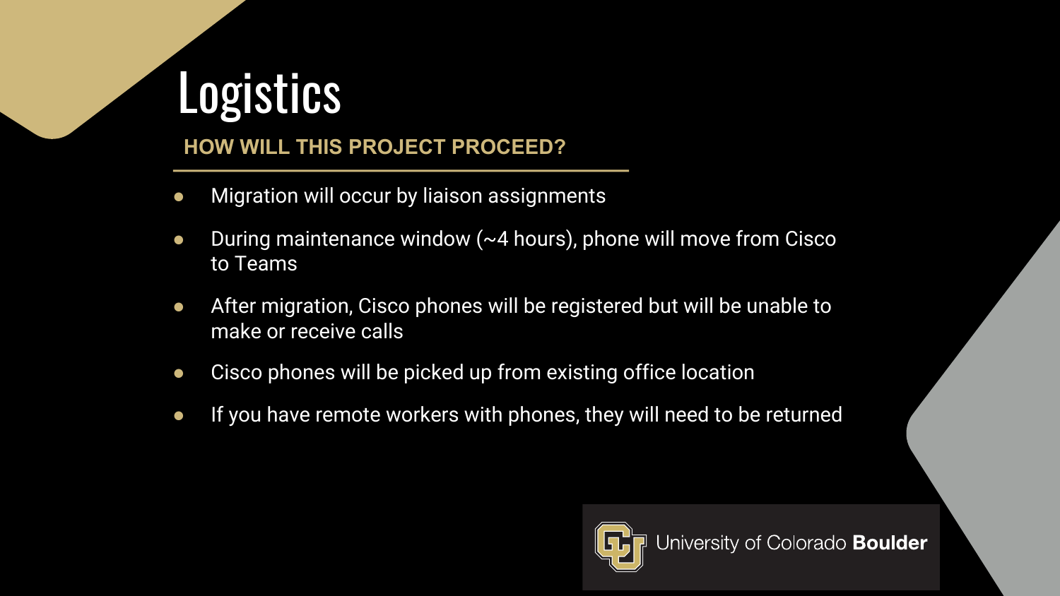# Logistics

## HOW WILL THIS PROJECT PROCEED?

- Migration will occur by liaison assignments
- During maintenance window (~4 hours), phone will move from Cisco to Teams
- After migration, Cisco phones will be registered but will be unable to make or receive calls
- Cisco phones will be picked up from existing office location
- If you have remote workers with phones, they will need to be returned

University of Colorado **Boulder**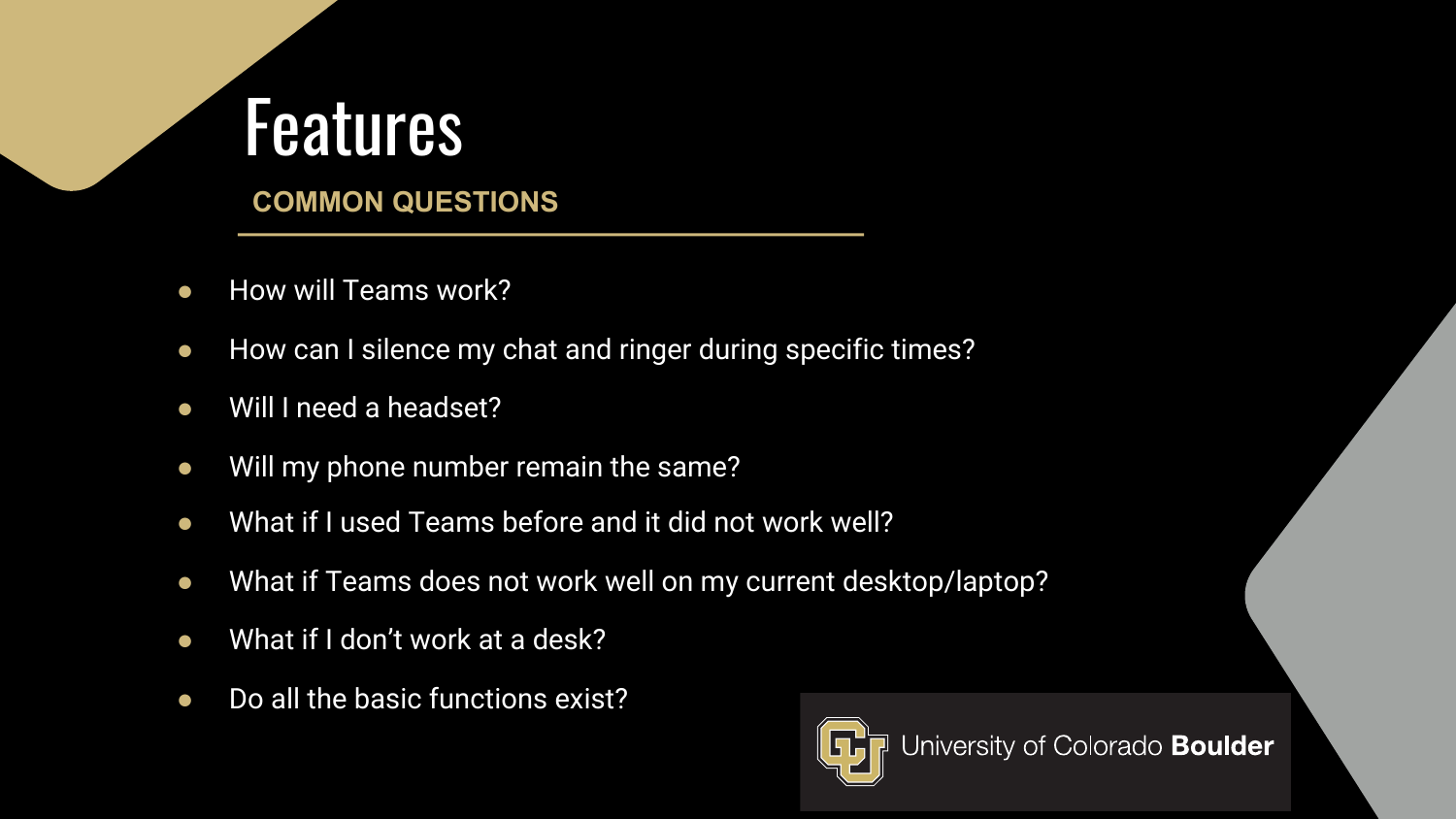# Features

## COMMON QUESTIONS

- How will Teams work?
- How can I silence my chat and ringer during specific times?
- Will I need a headset?
- Will my phone number remain the same?
- What if I used Teams before and it did not work well?
- What if Teams does not work well on my current desktop/laptop?
- What if I don't work at a desk?
- Do all the basic functions exist?

University of Colorado **Boulder**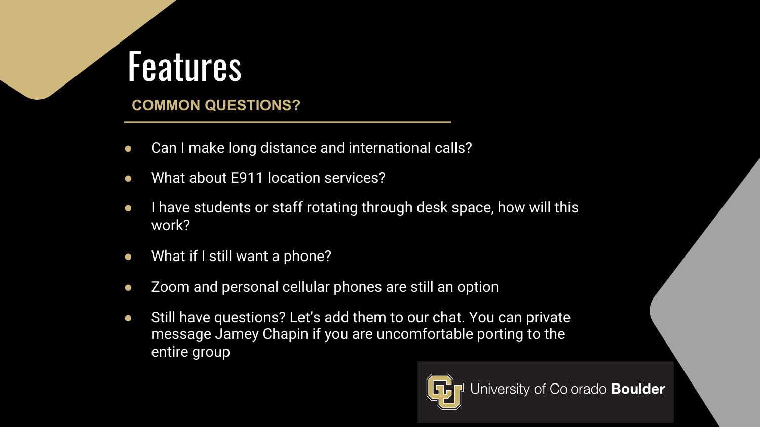# Features

## COMMON QUESTIONS?

- Can I make long distance and international calls?
- What about E911 location services?
- I have students or staff rotating through desk space, how will this work?
- What if I still want a phone?
- Zoom and personal cellular phones are still an option
- Still have questions? Let's add them to our chat. You can private message Jamey Chapin if you are uncomfortable porting to the entire group

University of Colorado **Boulder**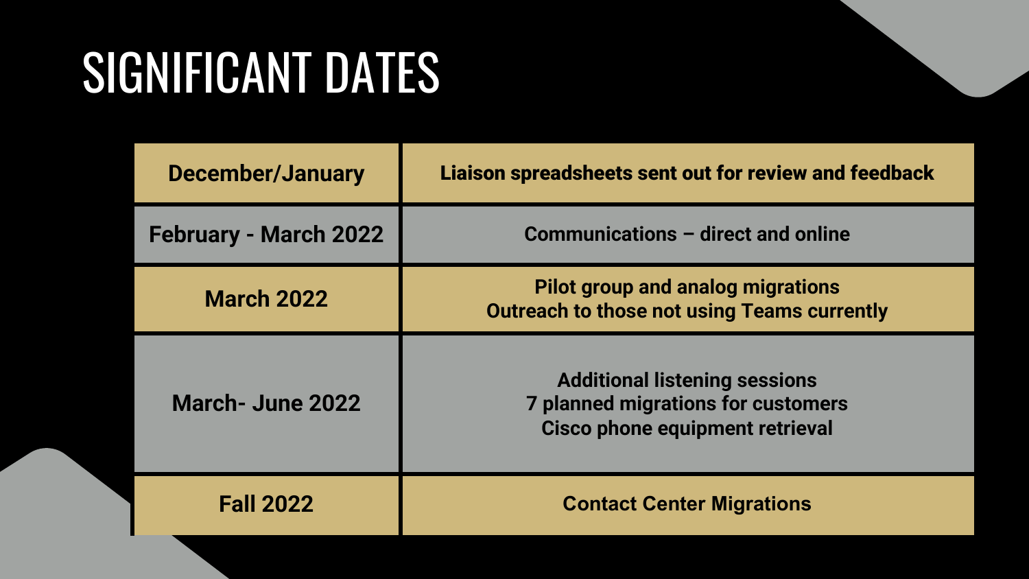# SIGNIFICANT DATES

| December/January | Liaison spreadsheets sent out for review and feedback |
| --- | --- |
| February - March 2022 | Communications – direct and online |
| March 2022 | Pilot group and analog migrations<br>Outreach to those not using Teams currently |
| March- June 2022 | Additional listening sessions<br>7 planned migrations for customers<br>Cisco phone equipment retrieval |
| Fall 2022 | Contact Center Migrations |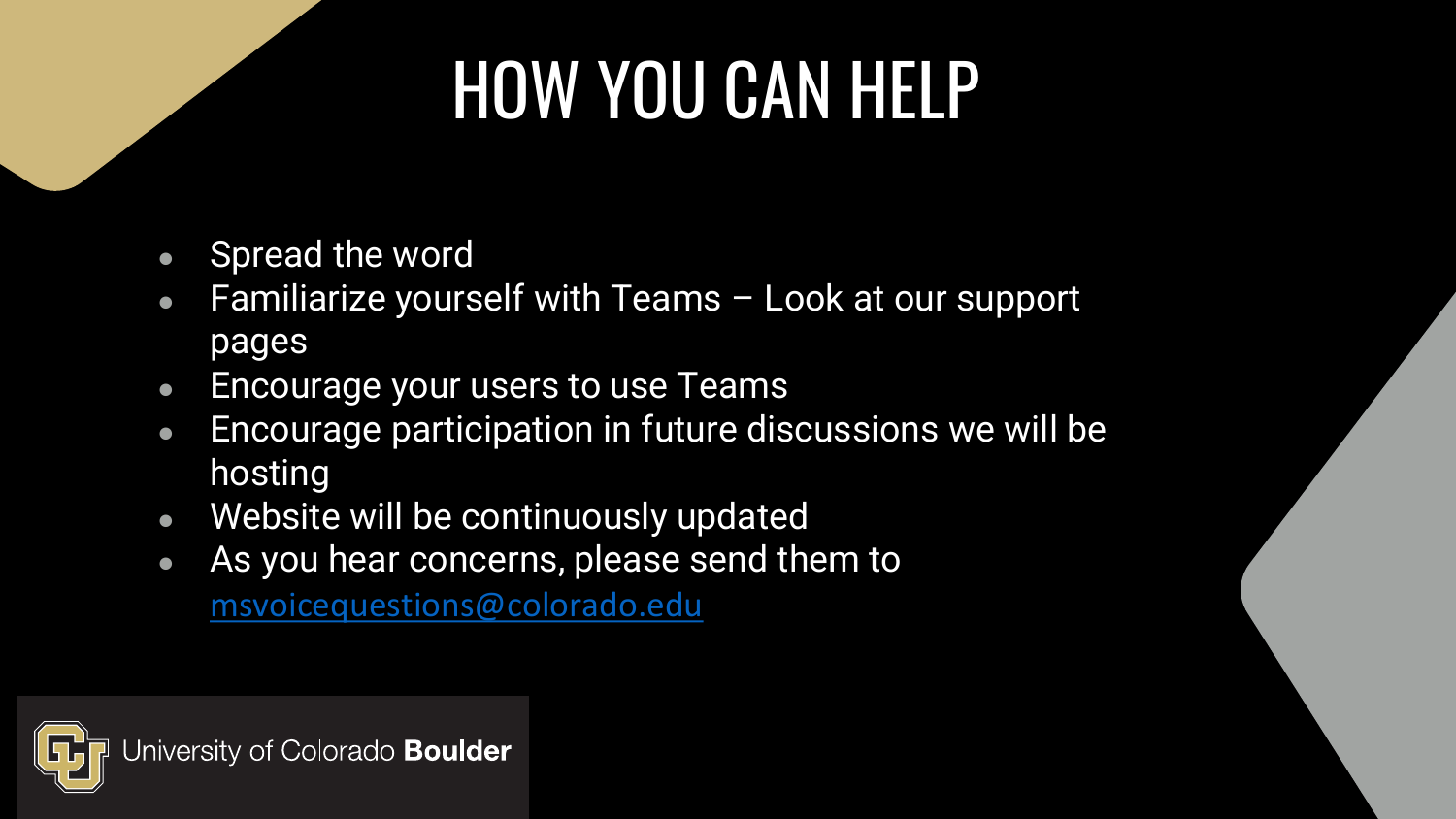# HOW YOU CAN HELP

- Spread the word
- Familiarize yourself with Teams – Look at our support pages
- Encourage your users to use Teams
- Encourage participation in future discussions we will be hosting
- Website will be continuously updated
- As you hear concerns, please send them to msvoicequestions@colorado.edu

University of Colorado **Boulder**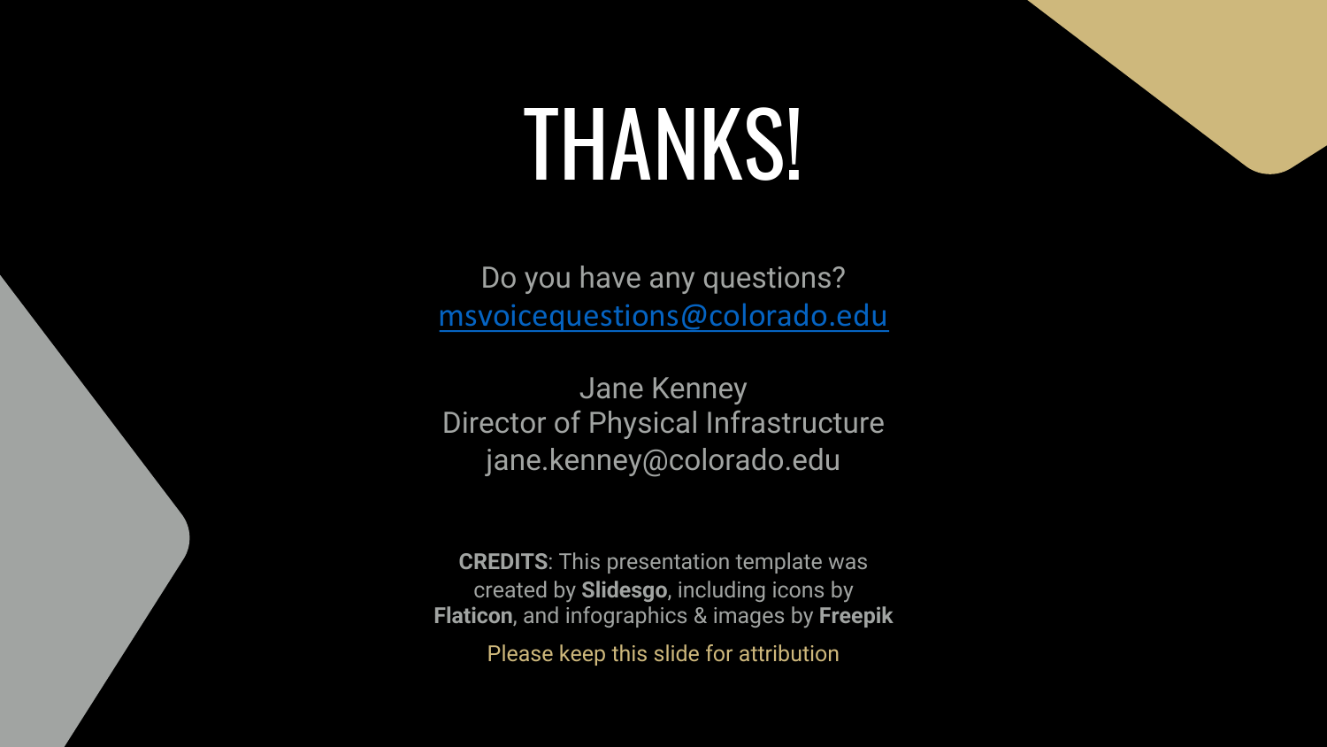# THANKS!

Do you have any questions?
msvoicequestions@colorado.edu

Jane Kenney
Director of Physical Infrastructure
jane.kenney@colorado.edu

**CREDITS**: This presentation template was created by **Slidesgo**, including icons by **Flaticon**, and infographics & images by **Freepik**

Please keep this slide for attribution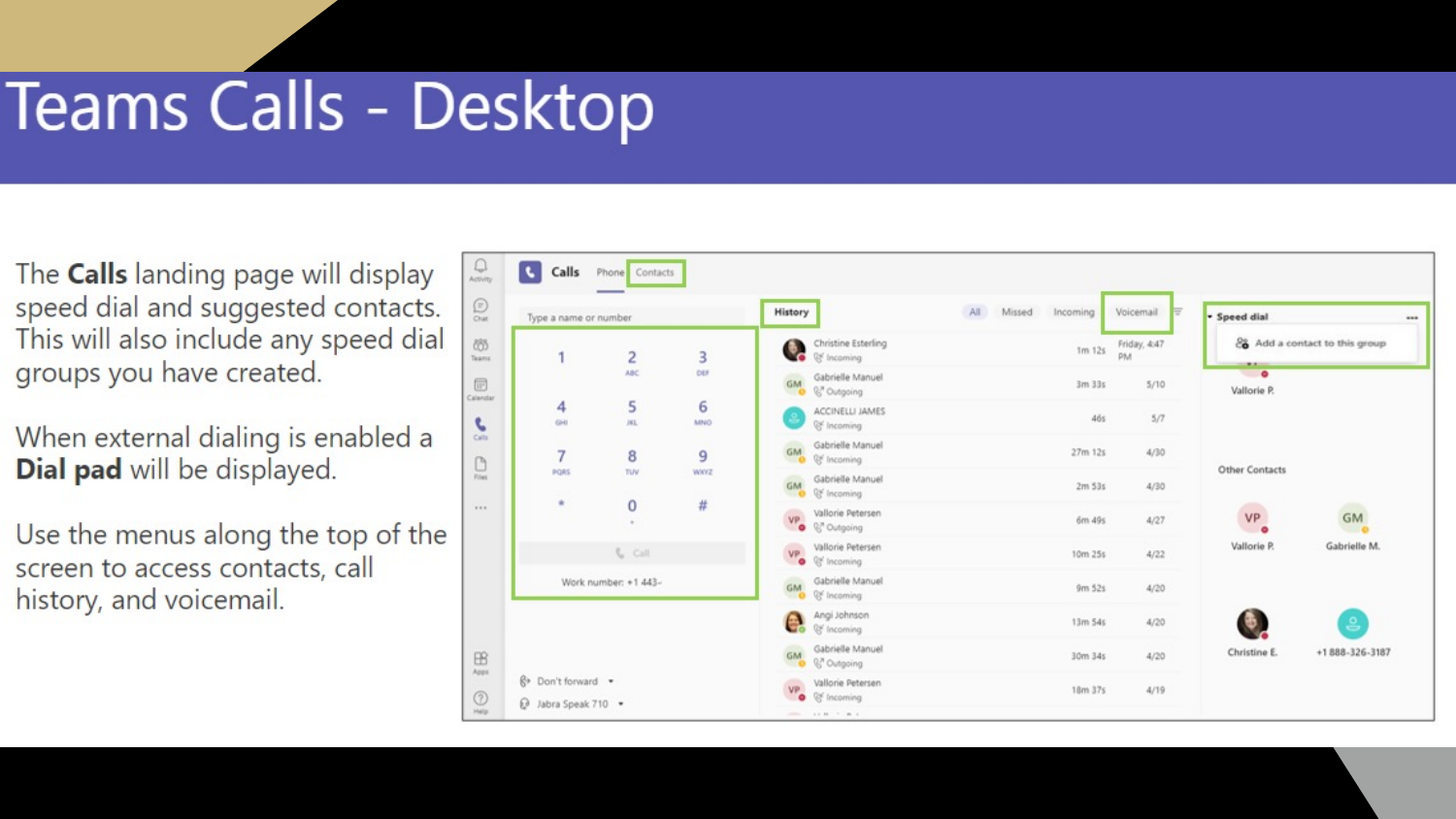# Teams Calls - Desktop

The **Calls** landing page will display speed dial and suggested contacts. This will also include any speed dial groups you have created.

When external dialing is enabled a **Dial pad** will be displayed.

Use the menus along the top of the screen to access contacts, call history, and voicemail.